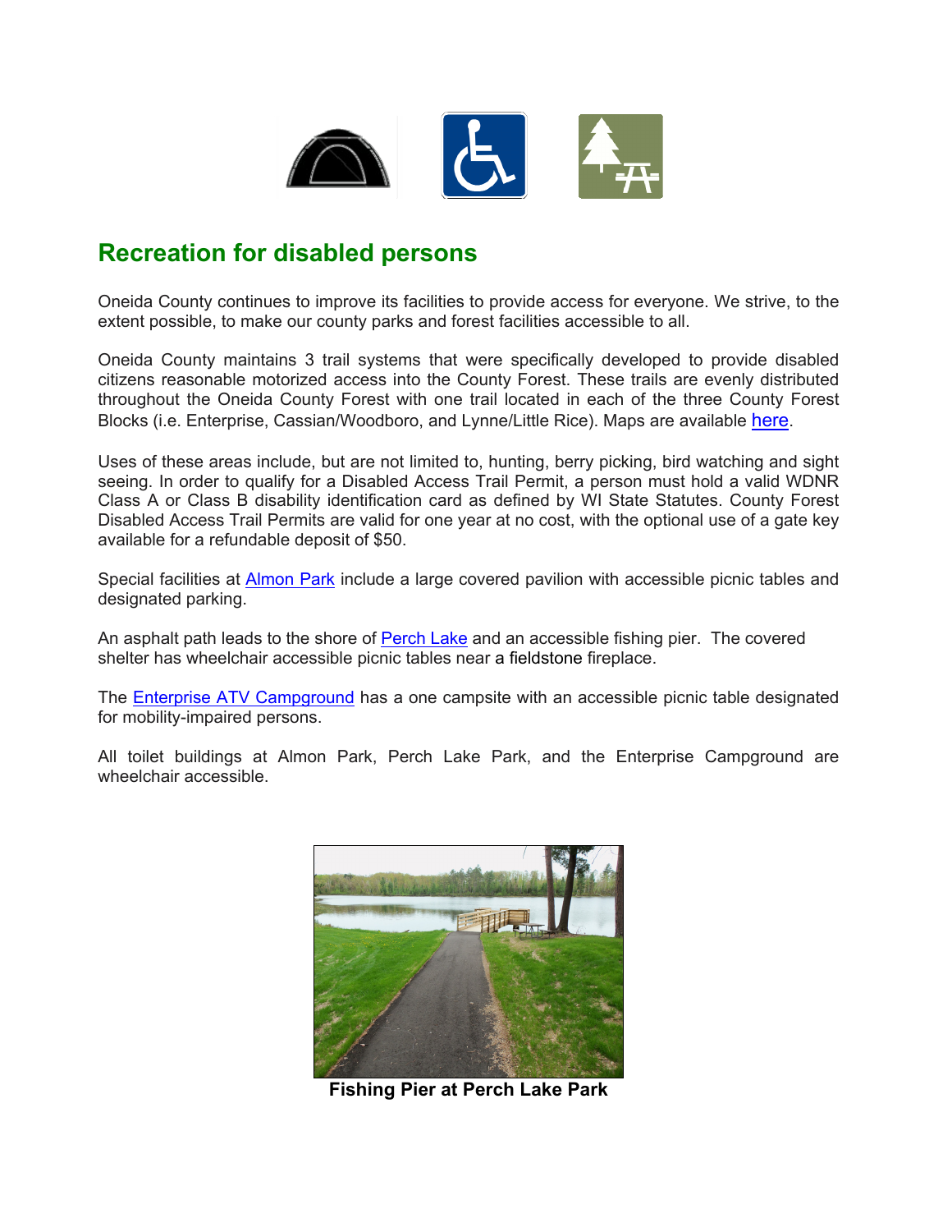## Recreation for disabled persons

Oneida County continues to improve its facilities to provide access for everyone. We strive, to the extent possible, to make our county parks and forest facilities accessible to all.

Oneida County maintains 3 trail systems that were specifically developed to provide disabled citizens reasonable motorized access into the County Forest. These trails are evenly distributed throughout the Oneida County Forest with one trail located in each of the three County Forest Blocks (i.e. Enterprise, Cassian/Woodboro, and Lynne/Little Rice). Maps are available here.

Uses of these areas include, but are not limited to, hunting, berry picking, bird watching and sight seeing. In order to qualify for a Disabled Access Trail Permit, a person must hold a valid WDNR Class A or Class B disability identification card as defined by WI State Statutes. County Forest Disabled Access Trail Permits are valid for one year at no cost, with the optional use of a gate key available for a refundable deposit of $50.

Special facilities at Almon Park include a large covered pavilion with accessible picnic tables and designated parking.

An asphalt path leads to the shore of Perch Lake and an accessible fishing pier. The covered shelter has wheelchair accessible picnic tables near a fieldstone fireplace.

The Enterprise ATV Campground has a one campsite with an accessible picnic table designated for mobility-impaired persons.

All toilet buildings at Almon Park, Perch Lake Park, and the Enterprise Campground are wheelchair accessible.

**Fishing Pier at Perch Lake Park**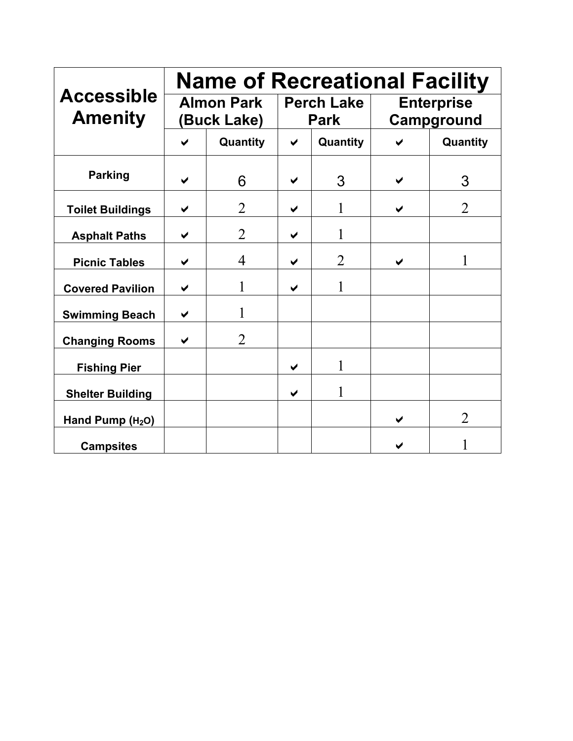| Accessible Amenity | Name of Recreational Facility | | | | | |
|---|---|---|---|---|---|---|
| | Almon Park (Buck Lake) | | Perch Lake Park | | Enterprise Campground | |
| | ✔ | Quantity | ✔ | Quantity | ✔ | Quantity |
| Parking | ✔ | 6 | ✔ | 3 | ✔ | 3 |
| Toilet Buildings | ✔ | 2 | ✔ | 1 | ✔ | 2 |
| Asphalt Paths | ✔ | 2 | ✔ | 1 | | |
| Picnic Tables | ✔ | 4 | ✔ | 2 | ✔ | 1 |
| Covered Pavilion | ✔ | 1 | ✔ | 1 | | |
| Swimming Beach | ✔ | 1 | | | | |
| Changing Rooms | ✔ | 2 | | | | |
| Fishing Pier | | | ✔ | 1 | | |
| Shelter Building | | | ✔ | 1 | | |
| Hand Pump ($H_2O$) | | | | | ✔ | 2 |
| Campsites | | | | | ✔ | 1 |